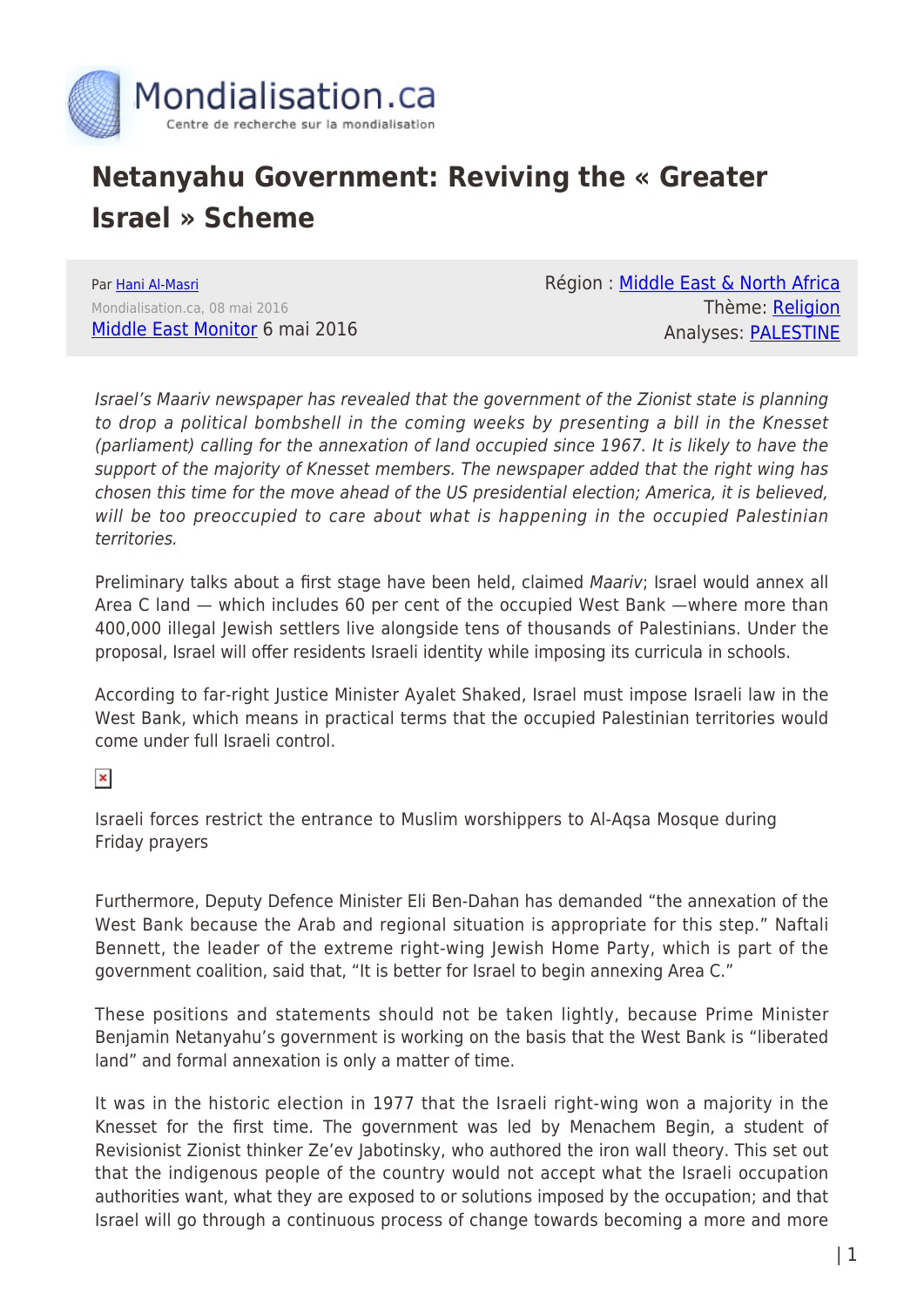# Netanyahu Government: Reviving the « Greater Israel » Scheme

Par Hani Al-Masri
Mondialisation.ca, 08 mai 2016
Middle East Monitor 6 mai 2016

Région : Middle East & North Africa
Thème: Religion
Analyses: PALESTINE

*Israel's Maariv newspaper has revealed that the government of the Zionist state is planning to drop a political bombshell in the coming weeks by presenting a bill in the Knesset (parliament) calling for the annexation of land occupied since 1967. It is likely to have the support of the majority of Knesset members. The newspaper added that the right wing has chosen this time for the move ahead of the US presidential election; America, it is believed, will be too preoccupied to care about what is happening in the occupied Palestinian territories.*

Preliminary talks about a first stage have been held, claimed *Maariv*; Israel would annex all Area C land — which includes 60 per cent of the occupied West Bank —where more than 400,000 illegal Jewish settlers live alongside tens of thousands of Palestinians. Under the proposal, Israel will offer residents Israeli identity while imposing its curricula in schools.

According to far-right Justice Minister Ayalet Shaked, Israel must impose Israeli law in the West Bank, which means in practical terms that the occupied Palestinian territories would come under full Israeli control.

Israeli forces restrict the entrance to Muslim worshippers to Al-Aqsa Mosque during Friday prayers

Furthermore, Deputy Defence Minister Eli Ben-Dahan has demanded "the annexation of the West Bank because the Arab and regional situation is appropriate for this step." Naftali Bennett, the leader of the extreme right-wing Jewish Home Party, which is part of the government coalition, said that, "It is better for Israel to begin annexing Area C."

These positions and statements should not be taken lightly, because Prime Minister Benjamin Netanyahu's government is working on the basis that the West Bank is "liberated land" and formal annexation is only a matter of time.

It was in the historic election in 1977 that the Israeli right-wing won a majority in the Knesset for the first time. The government was led by Menachem Begin, a student of Revisionist Zionist thinker Ze'ev Jabotinsky, who authored the iron wall theory. This set out that the indigenous people of the country would not accept what the Israeli occupation authorities want, what they are exposed to or solutions imposed by the occupation; and that Israel will go through a continuous process of change towards becoming a more and more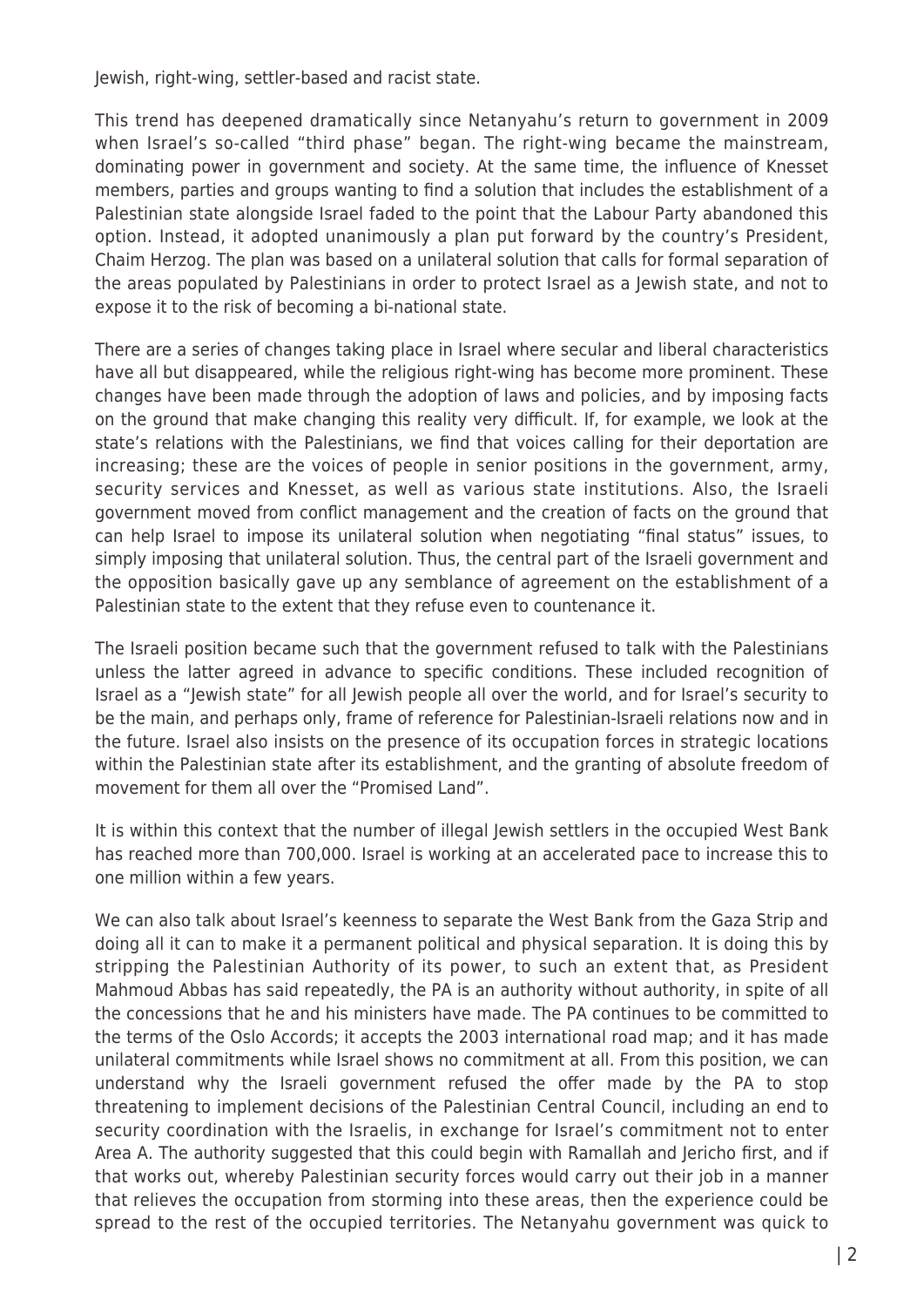Jewish, right-wing, settler-based and racist state.

This trend has deepened dramatically since Netanyahu's return to government in 2009 when Israel's so-called "third phase" began. The right-wing became the mainstream, dominating power in government and society. At the same time, the influence of Knesset members, parties and groups wanting to find a solution that includes the establishment of a Palestinian state alongside Israel faded to the point that the Labour Party abandoned this option. Instead, it adopted unanimously a plan put forward by the country's President, Chaim Herzog. The plan was based on a unilateral solution that calls for formal separation of the areas populated by Palestinians in order to protect Israel as a Jewish state, and not to expose it to the risk of becoming a bi-national state.

There are a series of changes taking place in Israel where secular and liberal characteristics have all but disappeared, while the religious right-wing has become more prominent. These changes have been made through the adoption of laws and policies, and by imposing facts on the ground that make changing this reality very difficult. If, for example, we look at the state's relations with the Palestinians, we find that voices calling for their deportation are increasing; these are the voices of people in senior positions in the government, army, security services and Knesset, as well as various state institutions. Also, the Israeli government moved from conflict management and the creation of facts on the ground that can help Israel to impose its unilateral solution when negotiating "final status" issues, to simply imposing that unilateral solution. Thus, the central part of the Israeli government and the opposition basically gave up any semblance of agreement on the establishment of a Palestinian state to the extent that they refuse even to countenance it.

The Israeli position became such that the government refused to talk with the Palestinians unless the latter agreed in advance to specific conditions. These included recognition of Israel as a "Jewish state" for all Jewish people all over the world, and for Israel's security to be the main, and perhaps only, frame of reference for Palestinian-Israeli relations now and in the future. Israel also insists on the presence of its occupation forces in strategic locations within the Palestinian state after its establishment, and the granting of absolute freedom of movement for them all over the "Promised Land".

It is within this context that the number of illegal Jewish settlers in the occupied West Bank has reached more than 700,000. Israel is working at an accelerated pace to increase this to one million within a few years.

We can also talk about Israel's keenness to separate the West Bank from the Gaza Strip and doing all it can to make it a permanent political and physical separation. It is doing this by stripping the Palestinian Authority of its power, to such an extent that, as President Mahmoud Abbas has said repeatedly, the PA is an authority without authority, in spite of all the concessions that he and his ministers have made. The PA continues to be committed to the terms of the Oslo Accords; it accepts the 2003 international road map; and it has made unilateral commitments while Israel shows no commitment at all. From this position, we can understand why the Israeli government refused the offer made by the PA to stop threatening to implement decisions of the Palestinian Central Council, including an end to security coordination with the Israelis, in exchange for Israel's commitment not to enter Area A. The authority suggested that this could begin with Ramallah and Jericho first, and if that works out, whereby Palestinian security forces would carry out their job in a manner that relieves the occupation from storming into these areas, then the experience could be spread to the rest of the occupied territories. The Netanyahu government was quick to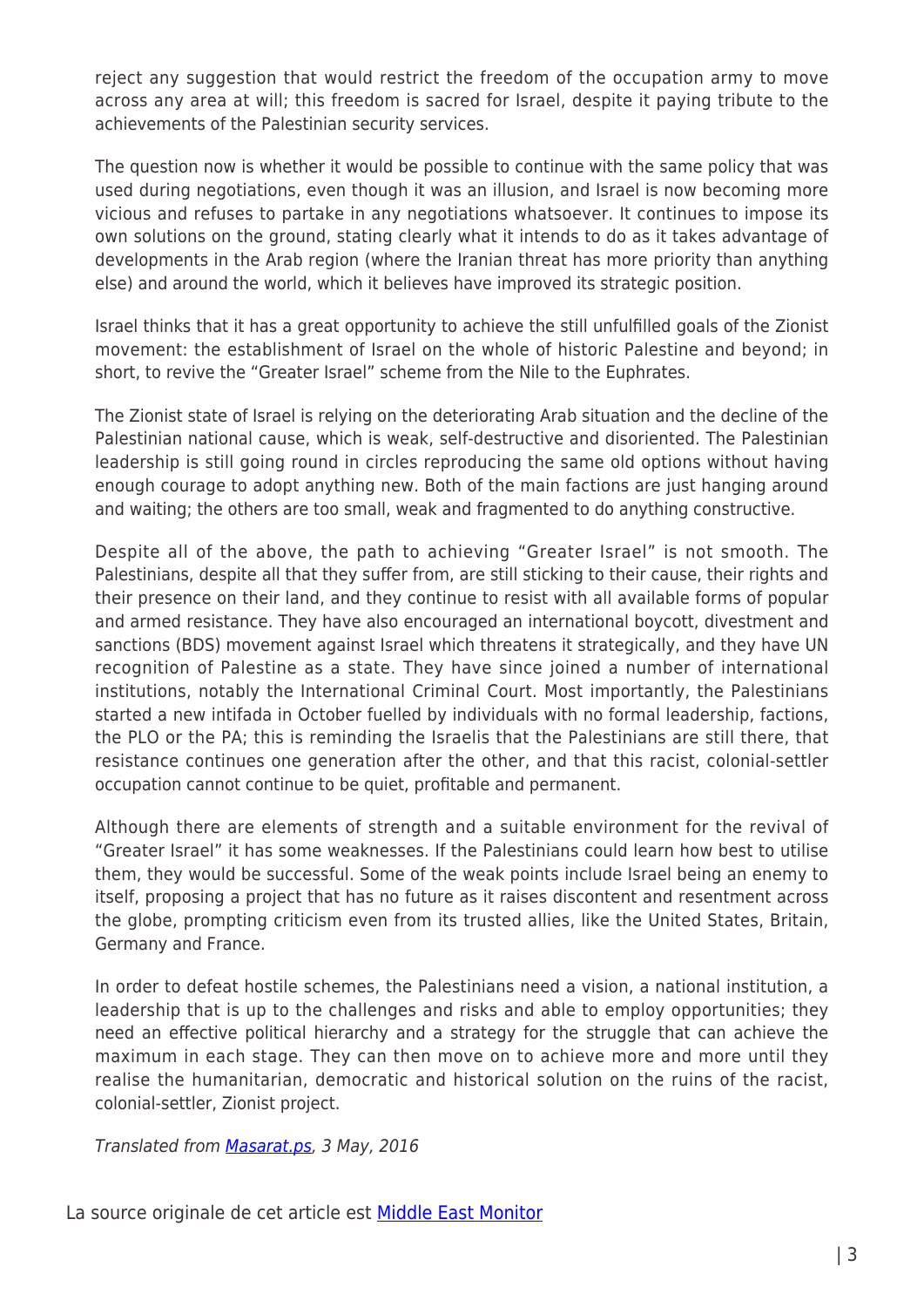reject any suggestion that would restrict the freedom of the occupation army to move across any area at will; this freedom is sacred for Israel, despite it paying tribute to the achievements of the Palestinian security services.

The question now is whether it would be possible to continue with the same policy that was used during negotiations, even though it was an illusion, and Israel is now becoming more vicious and refuses to partake in any negotiations whatsoever. It continues to impose its own solutions on the ground, stating clearly what it intends to do as it takes advantage of developments in the Arab region (where the Iranian threat has more priority than anything else) and around the world, which it believes have improved its strategic position.

Israel thinks that it has a great opportunity to achieve the still unfulfilled goals of the Zionist movement: the establishment of Israel on the whole of historic Palestine and beyond; in short, to revive the "Greater Israel" scheme from the Nile to the Euphrates.

The Zionist state of Israel is relying on the deteriorating Arab situation and the decline of the Palestinian national cause, which is weak, self-destructive and disoriented. The Palestinian leadership is still going round in circles reproducing the same old options without having enough courage to adopt anything new. Both of the main factions are just hanging around and waiting; the others are too small, weak and fragmented to do anything constructive.

Despite all of the above, the path to achieving "Greater Israel" is not smooth. The Palestinians, despite all that they suffer from, are still sticking to their cause, their rights and their presence on their land, and they continue to resist with all available forms of popular and armed resistance. They have also encouraged an international boycott, divestment and sanctions (BDS) movement against Israel which threatens it strategically, and they have UN recognition of Palestine as a state. They have since joined a number of international institutions, notably the International Criminal Court. Most importantly, the Palestinians started a new intifada in October fuelled by individuals with no formal leadership, factions, the PLO or the PA; this is reminding the Israelis that the Palestinians are still there, that resistance continues one generation after the other, and that this racist, colonial-settler occupation cannot continue to be quiet, profitable and permanent.

Although there are elements of strength and a suitable environment for the revival of "Greater Israel" it has some weaknesses. If the Palestinians could learn how best to utilise them, they would be successful. Some of the weak points include Israel being an enemy to itself, proposing a project that has no future as it raises discontent and resentment across the globe, prompting criticism even from its trusted allies, like the United States, Britain, Germany and France.

In order to defeat hostile schemes, the Palestinians need a vision, a national institution, a leadership that is up to the challenges and risks and able to employ opportunities; they need an effective political hierarchy and a strategy for the struggle that can achieve the maximum in each stage. They can then move on to achieve more and more until they realise the humanitarian, democratic and historical solution on the ruins of the racist, colonial-settler, Zionist project.

*Translated from Masarat.ps, 3 May, 2016*

La source originale de cet article est Middle East Monitor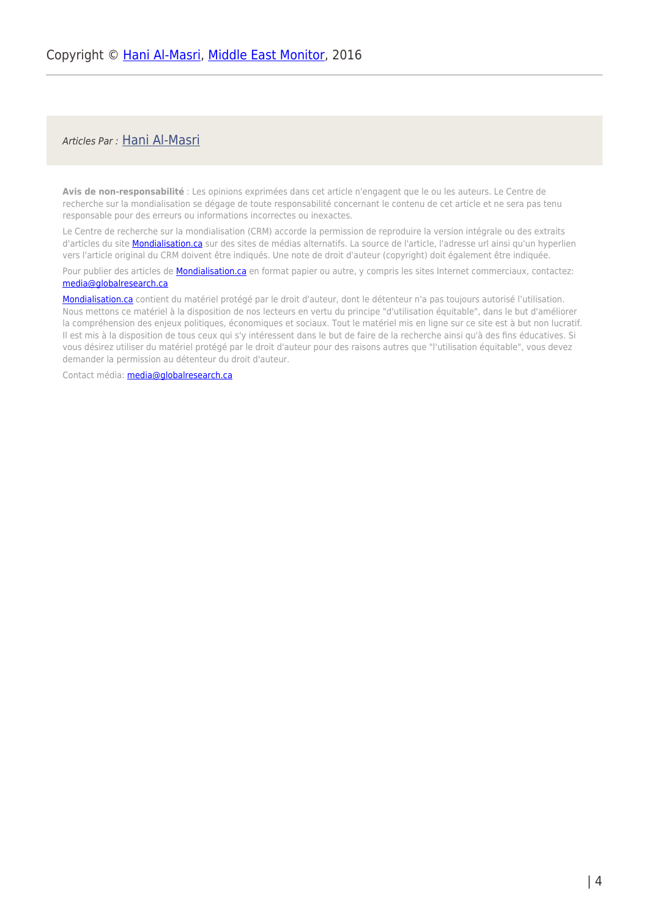Copyright © Hani Al-Masri, Middle East Monitor, 2016

---

*Articles Par :* Hani Al-Masri

**Avis de non-responsabilité** : Les opinions exprimées dans cet article n'engagent que le ou les auteurs. Le Centre de recherche sur la mondialisation se dégage de toute responsabilité concernant le contenu de cet article et ne sera pas tenu responsable pour des erreurs ou informations incorrectes ou inexactes.

Le Centre de recherche sur la mondialisation (CRM) accorde la permission de reproduire la version intégrale ou des extraits d'articles du site Mondialisation.ca sur des sites de médias alternatifs. La source de l'article, l'adresse url ainsi qu'un hyperlien vers l'article original du CRM doivent être indiqués. Une note de droit d'auteur (copyright) doit également être indiquée.

Pour publier des articles de Mondialisation.ca en format papier ou autre, y compris les sites Internet commerciaux, contactez: media@globalresearch.ca

Mondialisation.ca contient du matériel protégé par le droit d'auteur, dont le détenteur n'a pas toujours autorisé l'utilisation. Nous mettons ce matériel à la disposition de nos lecteurs en vertu du principe "d'utilisation équitable", dans le but d'améliorer la compréhension des enjeux politiques, économiques et sociaux. Tout le matériel mis en ligne sur ce site est à but non lucratif. Il est mis à la disposition de tous ceux qui s'y intéressent dans le but de faire de la recherche ainsi qu'à des fins éducatives. Si vous désirez utiliser du matériel protégé par le droit d'auteur pour des raisons autres que "l'utilisation équitable", vous devez demander la permission au détenteur du droit d'auteur.

Contact média: media@globalresearch.ca